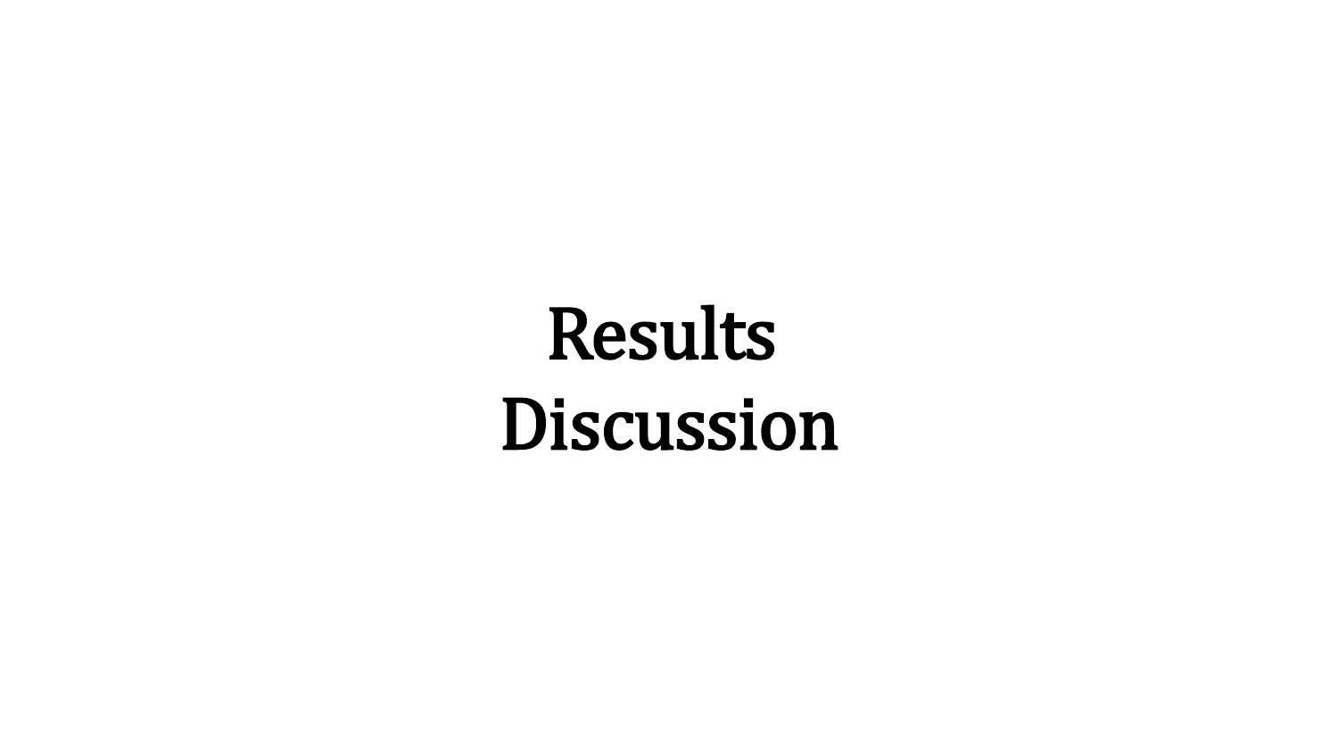# Results Discussion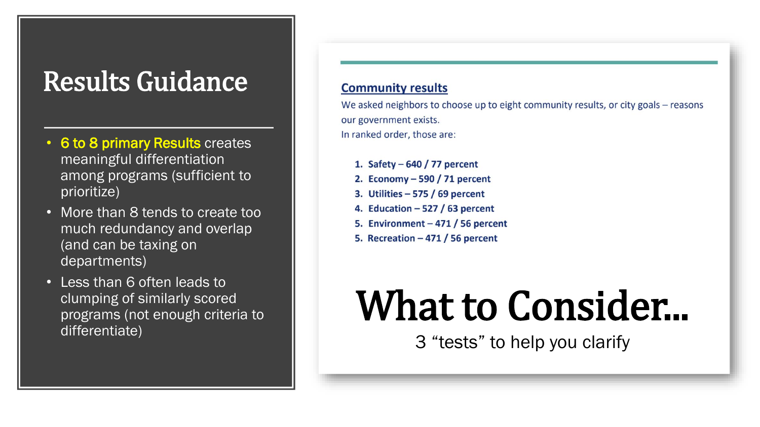# Results Guidance

- **6 to 8 primary Results** creates meaningful differentiation among programs (sufficient to prioritize)
- More than 8 tends to create too much redundancy and overlap (and can be taxing on departments)
- Less than 6 often leads to clumping of similarly scored programs (not enough criteria to differentiate)

## Community results

We asked neighbors to choose up to eight community results, or city goals – reasons our government exists.
In ranked order, those are:

1. **Safety – 640 / 77 percent**
2. **Economy – 590 / 71 percent**
3. **Utilities – 575 / 69 percent**
4. **Education – 527 / 63 percent**
5. **Environment – 471 / 56 percent**
5. **Recreation – 471 / 56 percent**

# What to Consider...

3 “tests” to help you clarify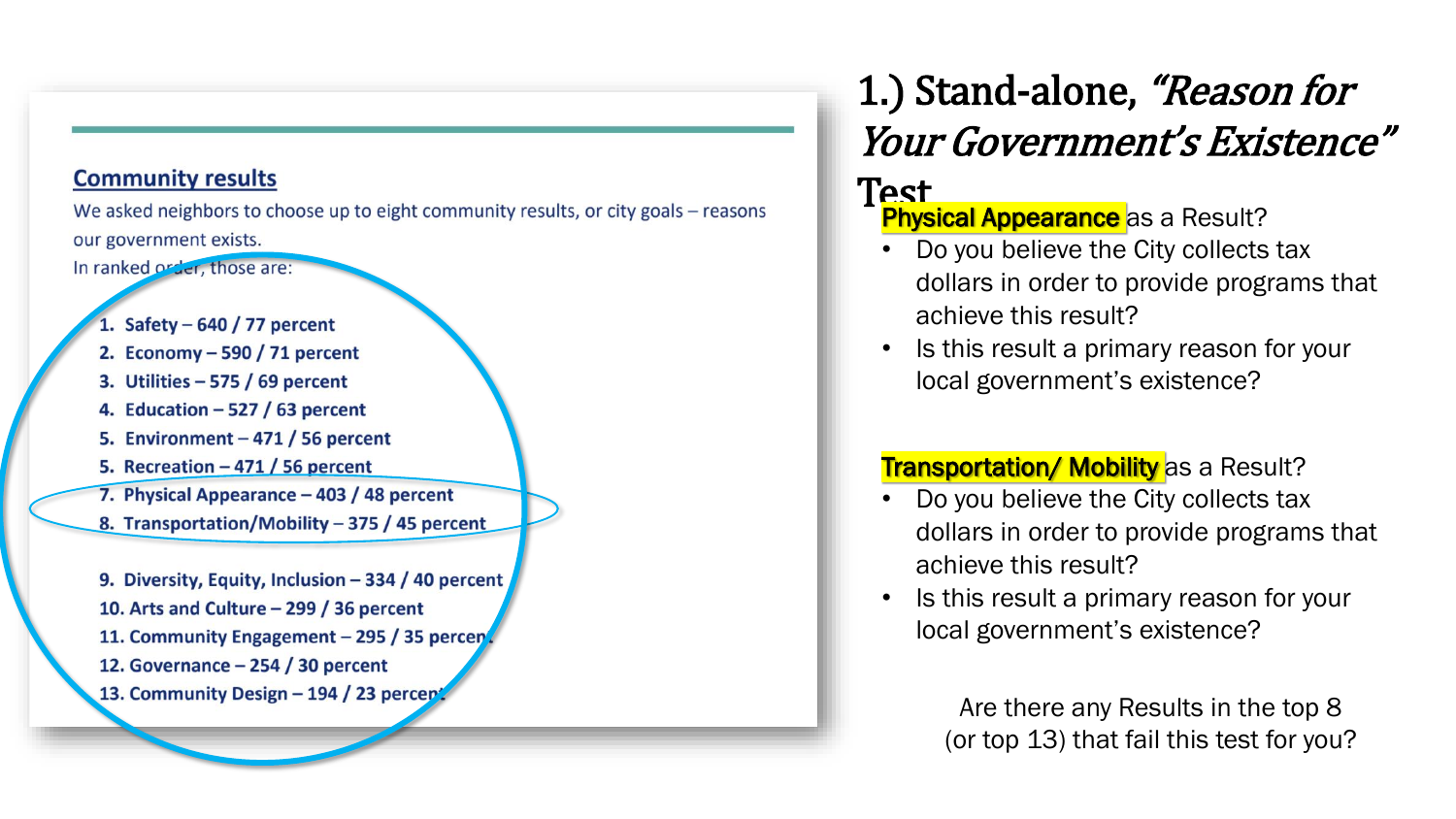## Community results

We asked neighbors to choose up to eight community results, or city goals – reasons our government exists.

In ranked order, those are:

1. **Safety – 640 / 77 percent**
2. **Economy – 590 / 71 percent**
3. **Utilities – 575 / 69 percent**
4. **Education – 527 / 63 percent**
5. **Environment – 471 / 56 percent**
5. **Recreation – 471 / 56 percent**
7. **Physical Appearance – 403 / 48 percent**
8. **Transportation/Mobility – 375 / 45 percent**

9. **Diversity, Equity, Inclusion – 334 / 40 percent**
10. **Arts and Culture – 299 / 36 percent**
11. **Community Engagement – 295 / 35 percent**
12. **Governance – 254 / 30 percent**
13. **Community Design – 194 / 23 percent**

# 1.) Stand-alone, *"Reason for Your Government's Existence"* Test

**Physical Appearance** as a Result?

- Do you believe the City collects tax dollars in order to provide programs that achieve this result?
- Is this result a primary reason for your local government's existence?

**Transportation/ Mobility** as a Result?

- Do you believe the City collects tax dollars in order to provide programs that achieve this result?
- Is this result a primary reason for your local government's existence?

Are there any Results in the top 8 (or top 13) that fail this test for you?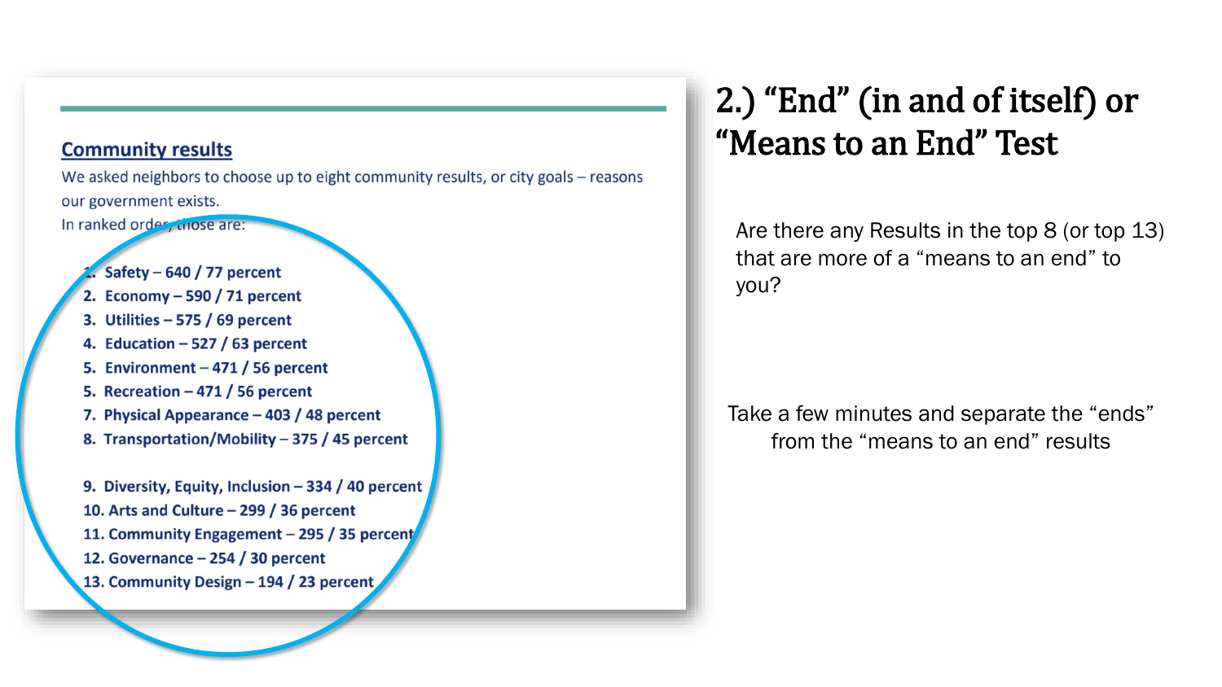## Community results

We asked neighbors to choose up to eight community results, or city goals – reasons our government exists.
In ranked order, those are:

1. Safety – 640 / 77 percent
2. Economy – 590 / 71 percent
3. Utilities – 575 / 69 percent
4. Education – 527 / 63 percent
5. Environment – 471 / 56 percent
5. Recreation – 471 / 56 percent
7. Physical Appearance – 403 / 48 percent
8. Transportation/Mobility – 375 / 45 percent

9. Diversity, Equity, Inclusion – 334 / 40 percent
10. Arts and Culture – 299 / 36 percent
11. Community Engagement – 295 / 35 percent
12. Governance – 254 / 30 percent
13. Community Design – 194 / 23 percent

# 2.) "End" (in and of itself) or "Means to an End" Test

Are there any Results in the top 8 (or top 13) that are more of a "means to an end" to you?

Take a few minutes and separate the "ends" from the "means to an end" results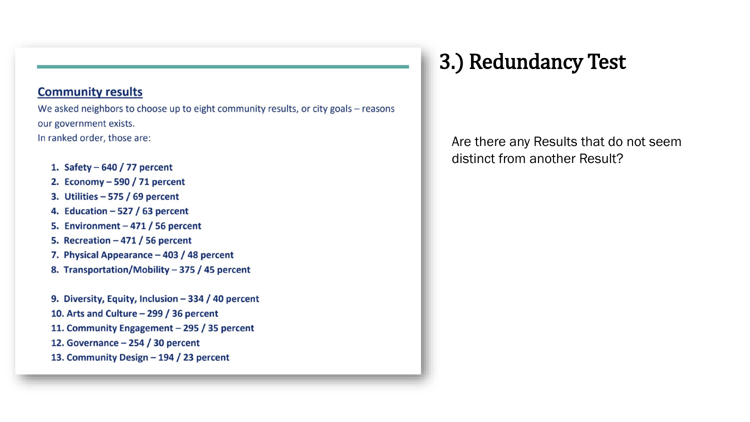# 3.) Redundancy Test

## Community results

We asked neighbors to choose up to eight community results, or city goals – reasons our government exists.
In ranked order, those are:

1. **Safety – 640 / 77 percent**
2. **Economy – 590 / 71 percent**
3. **Utilities – 575 / 69 percent**
4. **Education – 527 / 63 percent**
5. **Environment – 471 / 56 percent**
5. **Recreation – 471 / 56 percent**
7. **Physical Appearance – 403 / 48 percent**
8. **Transportation/Mobility – 375 / 45 percent**

9. **Diversity, Equity, Inclusion – 334 / 40 percent**
10. **Arts and Culture – 299 / 36 percent**
11. **Community Engagement – 295 / 35 percent**
12. **Governance – 254 / 30 percent**
13. **Community Design – 194 / 23 percent**

Are there any Results that do not seem distinct from another Result?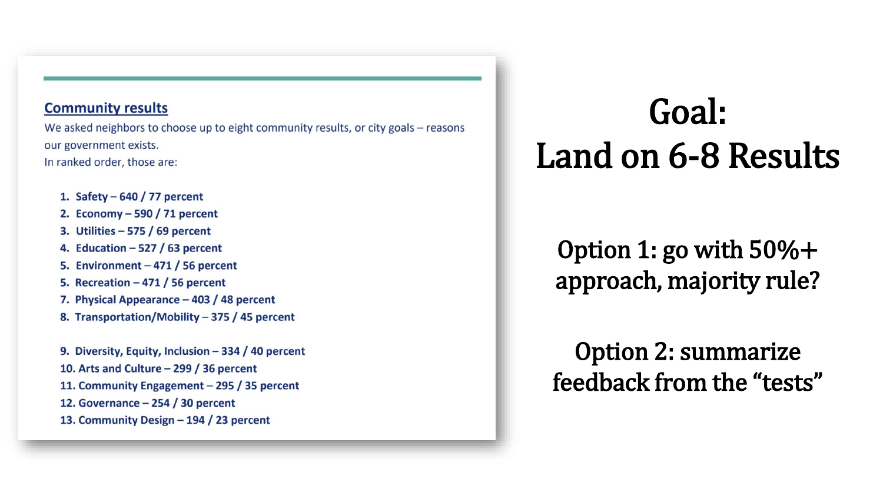## Community results

We asked neighbors to choose up to eight community results, or city goals – reasons our government exists.
In ranked order, those are:

1. **Safety – 640 / 77 percent**
2. **Economy – 590 / 71 percent**
3. **Utilities – 575 / 69 percent**
4. **Education – 527 / 63 percent**
5. **Environment – 471 / 56 percent**
5. **Recreation – 471 / 56 percent**
7. **Physical Appearance – 403 / 48 percent**
8. **Transportation/Mobility – 375 / 45 percent**

9. **Diversity, Equity, Inclusion – 334 / 40 percent**
10. **Arts and Culture – 299 / 36 percent**
11. **Community Engagement – 295 / 35 percent**
12. **Governance – 254 / 30 percent**
13. **Community Design – 194 / 23 percent**

# Goal: Land on 6-8 Results

Option 1: go with 50%+ approach, majority rule?

Option 2: summarize feedback from the "tests"